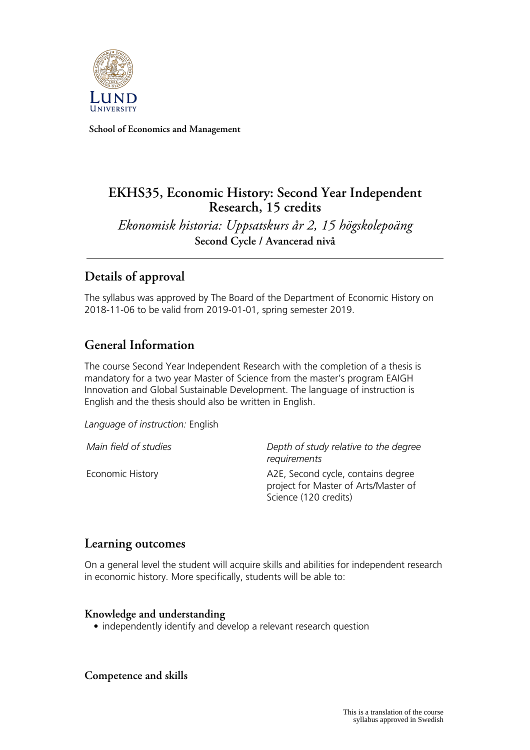**School of Economics and Management**

# EKHS35, Economic History: Second Year Independent Research, 15 credits

*Ekonomisk historia: Uppsatskurs år 2, 15 högskolepoäng*

**Second Cycle / Avancerad nivå**

## Details of approval

The syllabus was approved by The Board of the Department of Economic History on 2018-11-06 to be valid from 2019-01-01, spring semester 2019.

## General Information

The course Second Year Independent Research with the completion of a thesis is mandatory for a two year Master of Science from the master's program EAIGH Innovation and Global Sustainable Development. The language of instruction is English and the thesis should also be written in English.

*Language of instruction:* English

| *Main field of studies* | *Depth of study relative to the degree requirements* |
| --- | --- |
| Economic History | A2E, Second cycle, contains degree project for Master of Arts/Master of Science (120 credits) |

## Learning outcomes

On a general level the student will acquire skills and abilities for independent research in economic history. More specifically, students will be able to:

### Knowledge and understanding

- independently identify and develop a relevant research question

### Competence and skills

This is a translation of the course syllabus approved in Swedish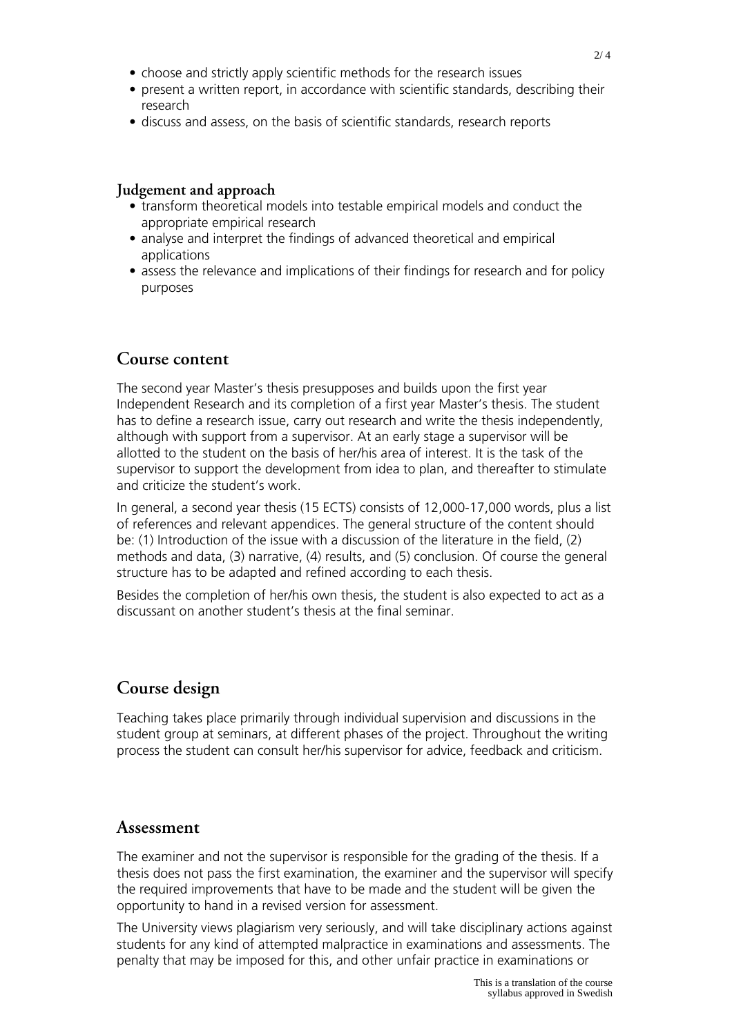- choose and strictly apply scientific methods for the research issues
- present a written report, in accordance with scientific standards, describing their research
- discuss and assess, on the basis of scientific standards, research reports

### Judgement and approach

- transform theoretical models into testable empirical models and conduct the appropriate empirical research
- analyse and interpret the findings of advanced theoretical and empirical applications
- assess the relevance and implications of their findings for research and for policy purposes

## Course content

The second year Master's thesis presupposes and builds upon the first year Independent Research and its completion of a first year Master's thesis. The student has to define a research issue, carry out research and write the thesis independently, although with support from a supervisor. At an early stage a supervisor will be allotted to the student on the basis of her/his area of interest. It is the task of the supervisor to support the development from idea to plan, and thereafter to stimulate and criticize the student's work.

In general, a second year thesis (15 ECTS) consists of 12,000-17,000 words, plus a list of references and relevant appendices. The general structure of the content should be: (1) Introduction of the issue with a discussion of the literature in the field, (2) methods and data, (3) narrative, (4) results, and (5) conclusion. Of course the general structure has to be adapted and refined according to each thesis.

Besides the completion of her/his own thesis, the student is also expected to act as a discussant on another student's thesis at the final seminar.

## Course design

Teaching takes place primarily through individual supervision and discussions in the student group at seminars, at different phases of the project. Throughout the writing process the student can consult her/his supervisor for advice, feedback and criticism.

## Assessment

The examiner and not the supervisor is responsible for the grading of the thesis. If a thesis does not pass the first examination, the examiner and the supervisor will specify the required improvements that have to be made and the student will be given the opportunity to hand in a revised version for assessment.

The University views plagiarism very seriously, and will take disciplinary actions against students for any kind of attempted malpractice in examinations and assessments. The penalty that may be imposed for this, and other unfair practice in examinations or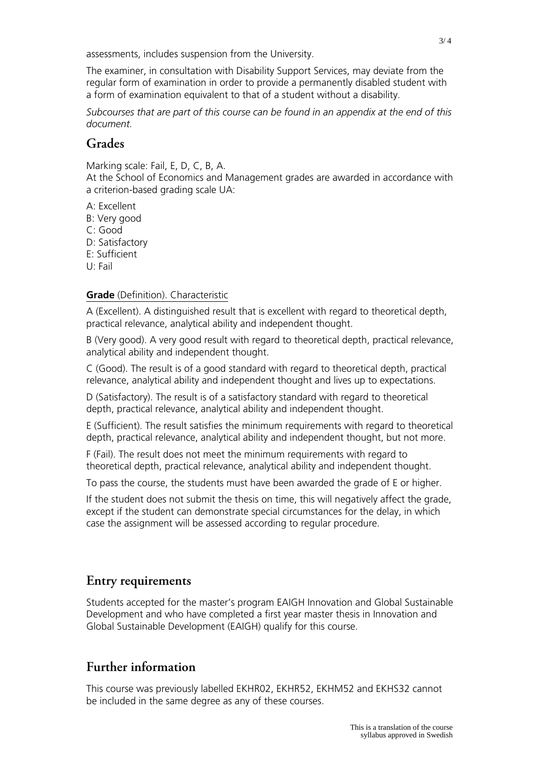assessments, includes suspension from the University.

The examiner, in consultation with Disability Support Services, may deviate from the regular form of examination in order to provide a permanently disabled student with a form of examination equivalent to that of a student without a disability.

*Subcourses that are part of this course can be found in an appendix at the end of this document.*

## Grades

Marking scale: Fail, E, D, C, B, A.
At the School of Economics and Management grades are awarded in accordance with a criterion-based grading scale UA:

A: Excellent
B: Very good
C: Good
D: Satisfactory
E: Sufficient
U: Fail

**Grade** (Definition). Characteristic

A (Excellent). A distinguished result that is excellent with regard to theoretical depth, practical relevance, analytical ability and independent thought.

B (Very good). A very good result with regard to theoretical depth, practical relevance, analytical ability and independent thought.

C (Good). The result is of a good standard with regard to theoretical depth, practical relevance, analytical ability and independent thought and lives up to expectations.

D (Satisfactory). The result is of a satisfactory standard with regard to theoretical depth, practical relevance, analytical ability and independent thought.

E (Sufficient). The result satisfies the minimum requirements with regard to theoretical depth, practical relevance, analytical ability and independent thought, but not more.

F (Fail). The result does not meet the minimum requirements with regard to theoretical depth, practical relevance, analytical ability and independent thought.

To pass the course, the students must have been awarded the grade of E or higher.

If the student does not submit the thesis on time, this will negatively affect the grade, except if the student can demonstrate special circumstances for the delay, in which case the assignment will be assessed according to regular procedure.

## Entry requirements

Students accepted for the master's program EAIGH Innovation and Global Sustainable Development and who have completed a first year master thesis in Innovation and Global Sustainable Development (EAIGH) qualify for this course.

## Further information

This course was previously labelled EKHR02, EKHR52, EKHM52 and EKHS32 cannot be included in the same degree as any of these courses.

This is a translation of the course syllabus approved in Swedish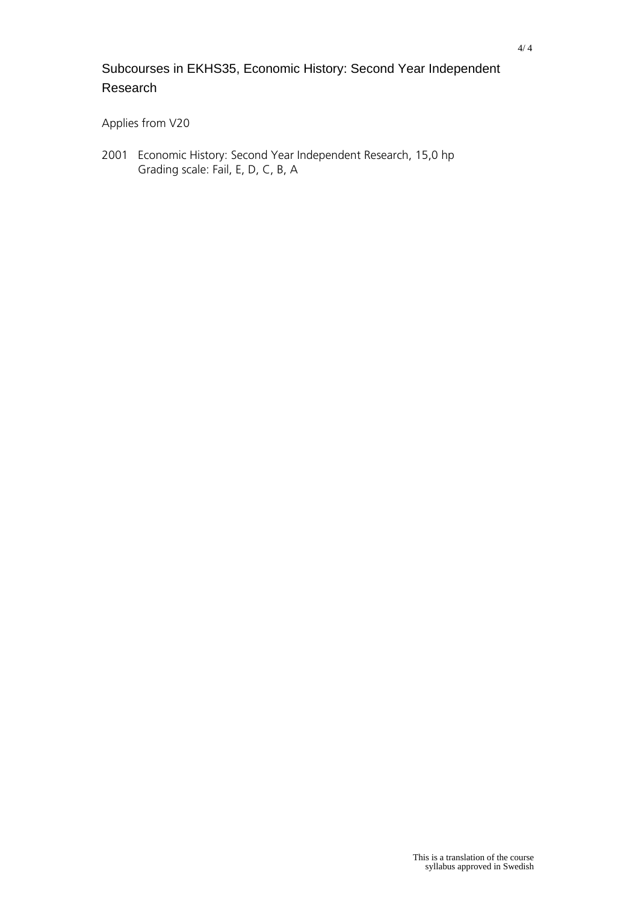## Subcourses in EKHS35, Economic History: Second Year Independent Research

Applies from V20

2001 Economic History: Second Year Independent Research, 15,0 hp
Grading scale: Fail, E, D, C, B, A

This is a translation of the course syllabus approved in Swedish